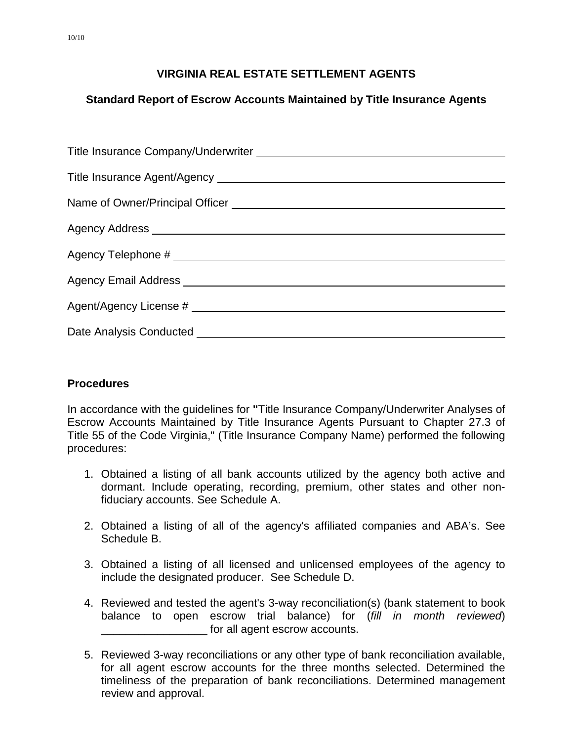10/10

# VIRGINIA REAL ESTATE SETTLEMENT AGENTS

## Standard Report of Escrow Accounts Maintained by Title Insurance Agents

Title Insurance Company/Underwriter ______________________________

Title Insurance Agent/Agency ______________________________

Name of Owner/Principal Officer ______________________________

Agency Address ______________________________

Agency Telephone # ______________________________

Agency Email Address ______________________________

Agent/Agency License # ______________________________

Date Analysis Conducted ______________________________

### Procedures

In accordance with the guidelines for **"**Title Insurance Company/Underwriter Analyses of Escrow Accounts Maintained by Title Insurance Agents Pursuant to Chapter 27.3 of Title 55 of the Code Virginia," (Title Insurance Company Name) performed the following procedures:

1. Obtained a listing of all bank accounts utilized by the agency both active and dormant. Include operating, recording, premium, other states and other non-fiduciary accounts. See Schedule A.

2. Obtained a listing of all of the agency's affiliated companies and ABA's. See Schedule B.

3. Obtained a listing of all licensed and unlicensed employees of the agency to include the designated producer. See Schedule D.

4. Reviewed and tested the agent's 3-way reconciliation(s) (bank statement to book balance to open escrow trial balance) for (*fill in month reviewed*) _________________ for all agent escrow accounts.

5. Reviewed 3-way reconciliations or any other type of bank reconciliation available, for all agent escrow accounts for the three months selected. Determined the timeliness of the preparation of bank reconciliations. Determined management review and approval.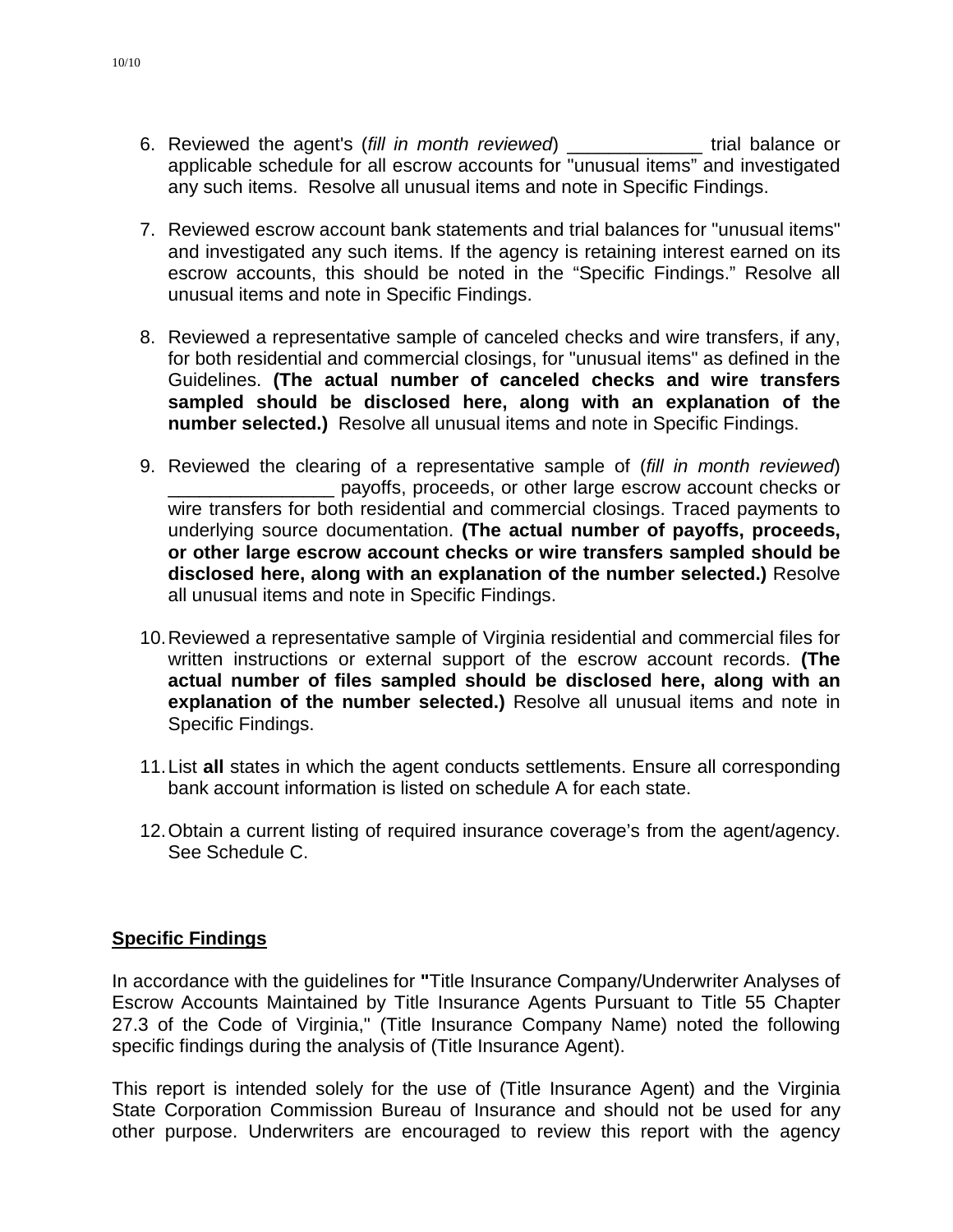6. Reviewed the agent's (*fill in month reviewed*) _____________ trial balance or applicable schedule for all escrow accounts for "unusual items" and investigated any such items. Resolve all unusual items and note in Specific Findings.

7. Reviewed escrow account bank statements and trial balances for "unusual items" and investigated any such items. If the agency is retaining interest earned on its escrow accounts, this should be noted in the "Specific Findings." Resolve all unusual items and note in Specific Findings.

8. Reviewed a representative sample of canceled checks and wire transfers, if any, for both residential and commercial closings, for "unusual items" as defined in the Guidelines. **(The actual number of canceled checks and wire transfers sampled should be disclosed here, along with an explanation of the number selected.)** Resolve all unusual items and note in Specific Findings.

9. Reviewed the clearing of a representative sample of (*fill in month reviewed*) ________________ payoffs, proceeds, or other large escrow account checks or wire transfers for both residential and commercial closings. Traced payments to underlying source documentation. **(The actual number of payoffs, proceeds, or other large escrow account checks or wire transfers sampled should be disclosed here, along with an explanation of the number selected.)** Resolve all unusual items and note in Specific Findings.

10. Reviewed a representative sample of Virginia residential and commercial files for written instructions or external support of the escrow account records. **(The actual number of files sampled should be disclosed here, along with an explanation of the number selected.)** Resolve all unusual items and note in Specific Findings.

11. List **all** states in which the agent conducts settlements. Ensure all corresponding bank account information is listed on schedule A for each state.

12. Obtain a current listing of required insurance coverage's from the agent/agency. See Schedule C.

**<u>Specific Findings</u>**

In accordance with the guidelines for **"**Title Insurance Company/Underwriter Analyses of Escrow Accounts Maintained by Title Insurance Agents Pursuant to Title 55 Chapter 27.3 of the Code of Virginia," (Title Insurance Company Name) noted the following specific findings during the analysis of (Title Insurance Agent).

This report is intended solely for the use of (Title Insurance Agent) and the Virginia State Corporation Commission Bureau of Insurance and should not be used for any other purpose. Underwriters are encouraged to review this report with the agency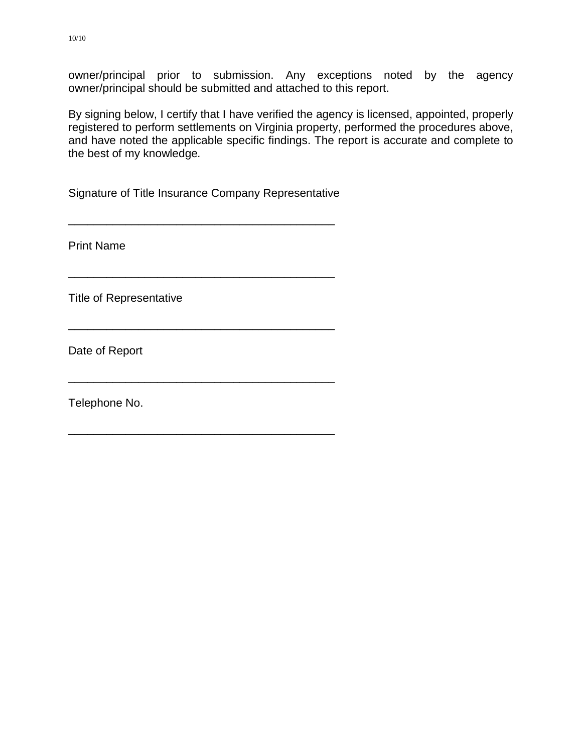owner/principal prior to submission. Any exceptions noted by the agency owner/principal should be submitted and attached to this report.

By signing below, I certify that I have verified the agency is licensed, appointed, properly registered to perform settlements on Virginia property, performed the procedures above, and have noted the applicable specific findings. The report is accurate and complete to the best of my knowledge.

Signature of Title Insurance Company Representative

___________________________________________

Print Name

___________________________________________

Title of Representative

___________________________________________

Date of Report

___________________________________________

Telephone No.

___________________________________________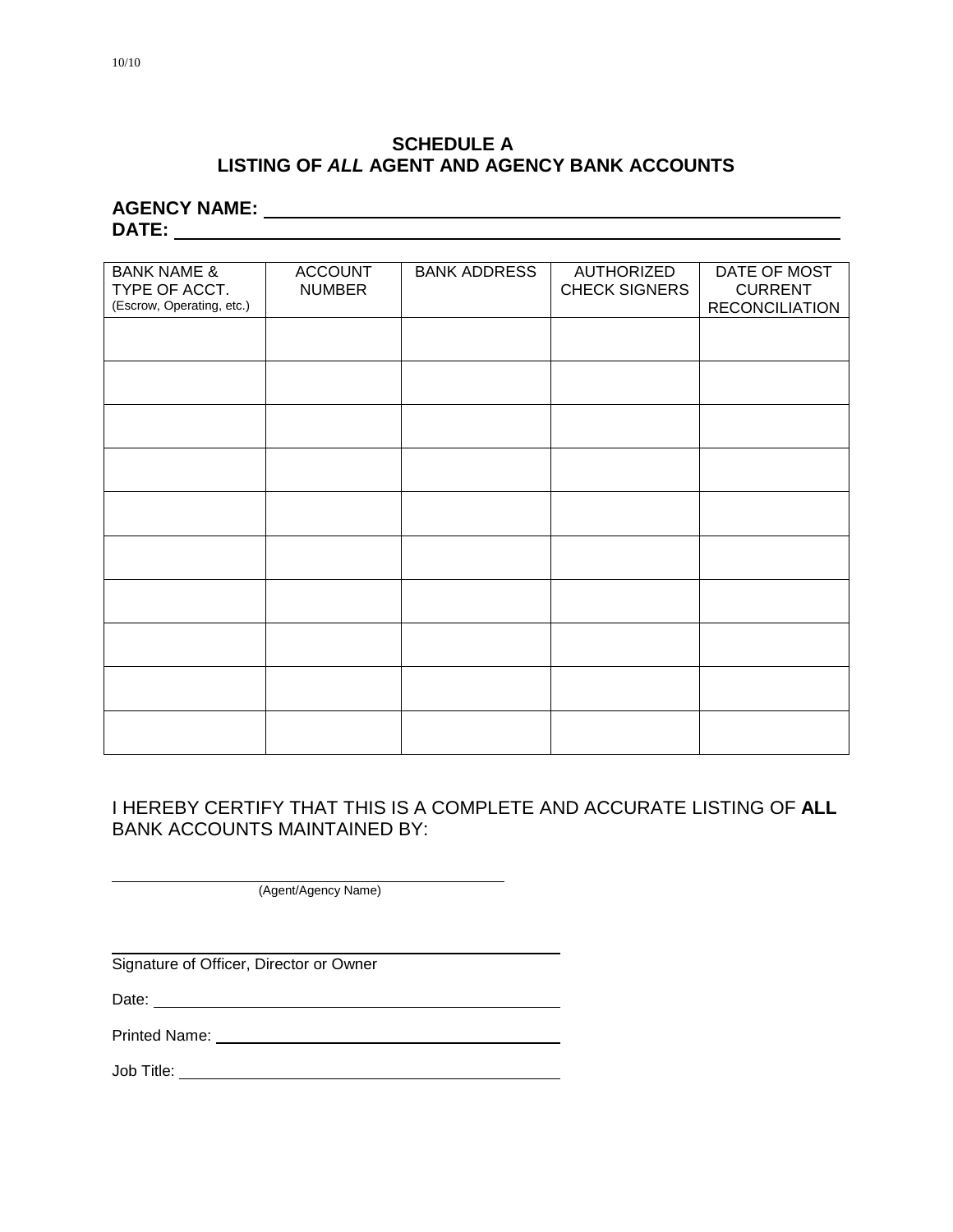## SCHEDULE A
## LISTING OF *ALL* AGENT AND AGENCY BANK ACCOUNTS

**AGENCY NAME:** ______________________________________________

**DATE:** ______________________________________________

| BANK NAME & TYPE OF ACCT. (Escrow, Operating, etc.) | ACCOUNT NUMBER | BANK ADDRESS | AUTHORIZED CHECK SIGNERS | DATE OF MOST CURRENT RECONCILIATION |
|---|---|---|---|---|
| | | | | |
| | | | | |
| | | | | |
| | | | | |
| | | | | |
| | | | | |
| | | | | |
| | | | | |
| | | | | |
| | | | | |

I HEREBY CERTIFY THAT THIS IS A COMPLETE AND ACCURATE LISTING OF **ALL** BANK ACCOUNTS MAINTAINED BY:

______________________________________________
(Agent/Agency Name)

______________________________________________
Signature of Officer, Director or Owner

Date: ______________________________________________

Printed Name: ______________________________________________

Job Title: ______________________________________________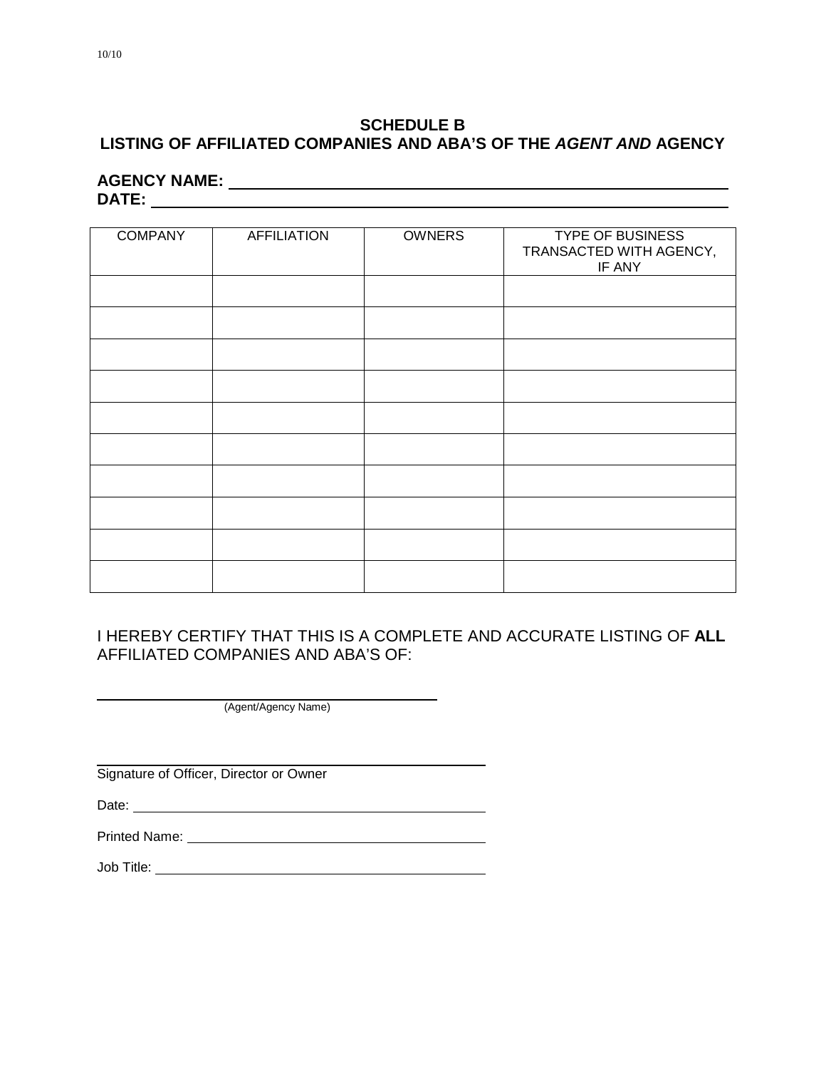## SCHEDULE B
## LISTING OF AFFILIATED COMPANIES AND ABA'S OF THE *AGENT AND* AGENCY

**AGENCY NAME:** ______________________________________________

**DATE:** ______________________________________________

| COMPANY | AFFILIATION | OWNERS | TYPE OF BUSINESS TRANSACTED WITH AGENCY, IF ANY |
|---|---|---|---|
| | | | |
| | | | |
| | | | |
| | | | |
| | | | |
| | | | |
| | | | |
| | | | |
| | | | |
| | | | |

I HEREBY CERTIFY THAT THIS IS A COMPLETE AND ACCURATE LISTING OF **ALL** AFFILIATED COMPANIES AND ABA'S OF:

______________________________________________
(Agent/Agency Name)

______________________________________________
Signature of Officer, Director or Owner

Date: ______________________________________________

Printed Name: ______________________________________________

Job Title: ______________________________________________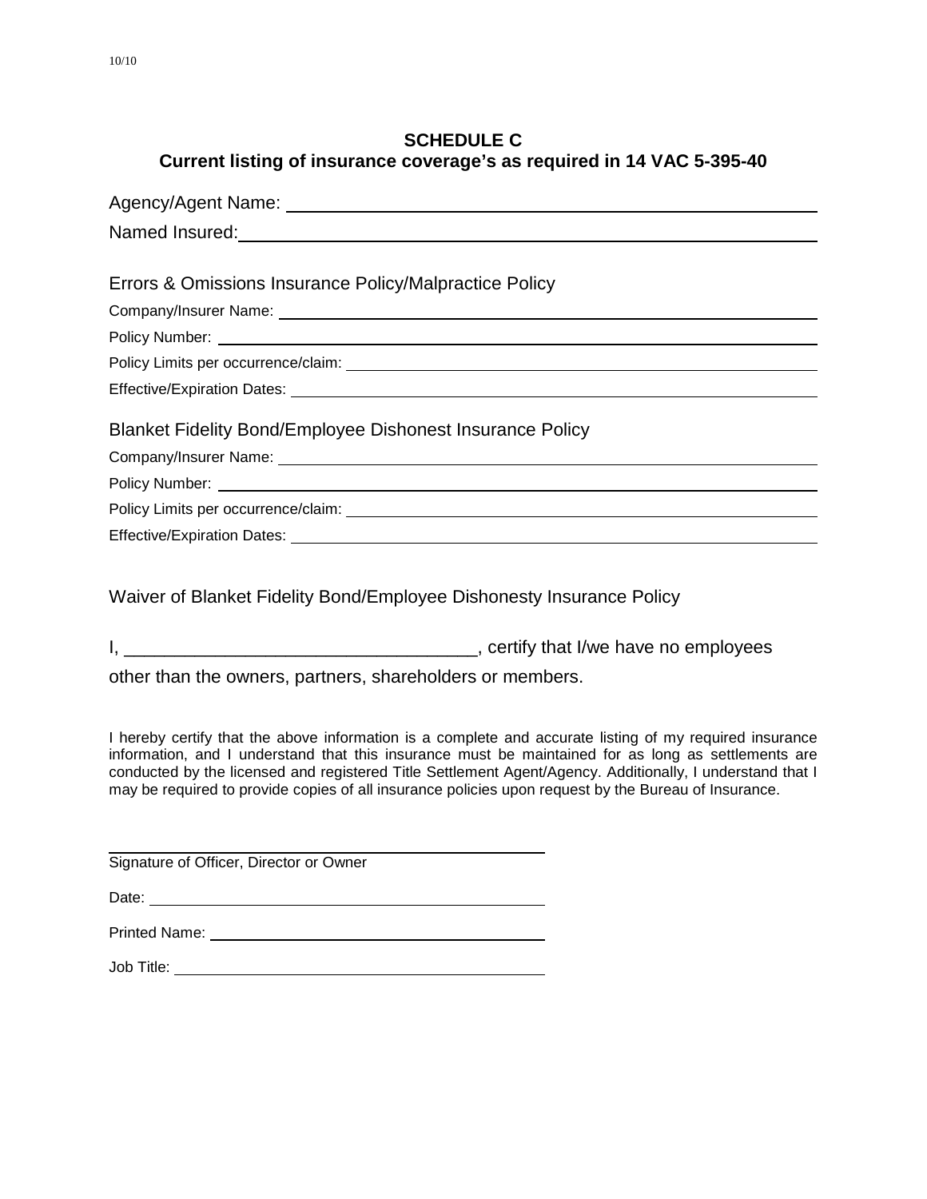10/10

## SCHEDULE C
## Current listing of insurance coverage's as required in 14 VAC 5-395-40

Agency/Agent Name: ______________________________________________

Named Insured: ______________________________________________

### Errors & Omissions Insurance Policy/Malpractice Policy

Company/Insurer Name: ______________________________________________

Policy Number: ______________________________________________

Policy Limits per occurrence/claim: ______________________________________________

Effective/Expiration Dates: ______________________________________________

### Blanket Fidelity Bond/Employee Dishonest Insurance Policy

Company/Insurer Name: ______________________________________________

Policy Number: ______________________________________________

Policy Limits per occurrence/claim: ______________________________________________

Effective/Expiration Dates: ______________________________________________

### Waiver of Blanket Fidelity Bond/Employee Dishonesty Insurance Policy

I, ___________________________________, certify that I/we have no employees other than the owners, partners, shareholders or members.

I hereby certify that the above information is a complete and accurate listing of my required insurance information, and I understand that this insurance must be maintained for as long as settlements are conducted by the licensed and registered Title Settlement Agent/Agency. Additionally, I understand that I may be required to provide copies of all insurance policies upon request by the Bureau of Insurance.

______________________________________________
Signature of Officer, Director or Owner

Date: ______________________________________________

Printed Name: ______________________________________________

Job Title: ______________________________________________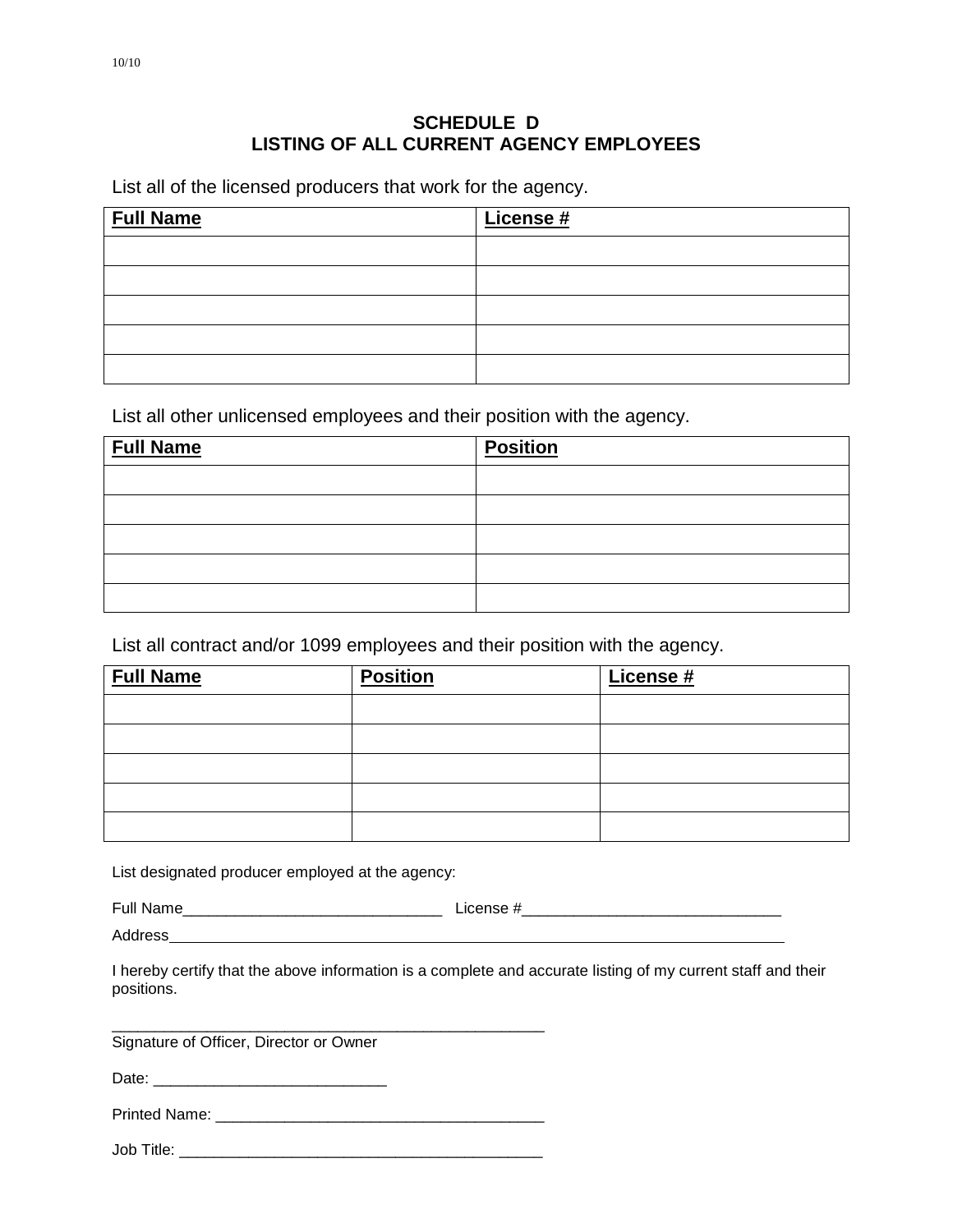10/10

## SCHEDULE D
## LISTING OF ALL CURRENT AGENCY EMPLOYEES

List all of the licensed producers that work for the agency.

| **Full Name** | **License #** |
|---|---|
| | |
| | |
| | |
| | |
| | |

List all other unlicensed employees and their position with the agency.

| **Full Name** | **Position** |
|---|---|
| | |
| | |
| | |
| | |
| | |

List all contract and/or 1099 employees and their position with the agency.

| **Full Name** | **Position** | **License #** |
|---|---|---|
| | | |
| | | |
| | | |
| | | |
| | | |

List designated producer employed at the agency:

Full Name_______________________________ License #_______________________________

Address____________________________________________________________________________

I hereby certify that the above information is a complete and accurate listing of my current staff and their positions.

___________________________________________________
Signature of Officer, Director or Owner

Date: ___________________________

Printed Name: ______________________________________

Job Title: __________________________________________